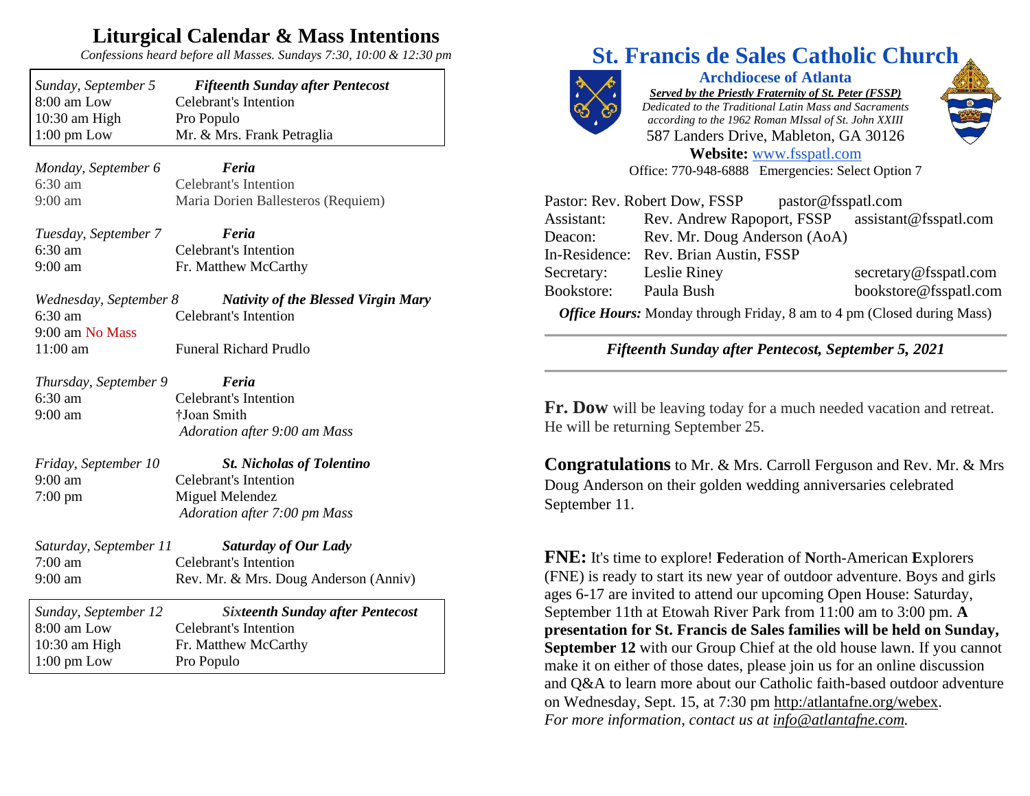# Liturgical Calendar & Mass Intentions

*Confessions heard before all Masses. Sundays 7:30, 10:00 & 12:30 pm*

| *Sunday, September 5* | ***Fifteenth Sunday after Pentecost*** |
|---|---|
| 8:00 am Low | Celebrant's Intention |
| 10:30 am High | Pro Populo |
| 1:00 pm Low | Mr. & Mrs. Frank Petraglia |

| *Monday, September 6* | ***Feria*** |
|---|---|
| 6:30 am | Celebrant's Intention |
| 9:00 am | Maria Dorien Ballesteros (Requiem) |

| *Tuesday, September 7* | ***Feria*** |
|---|---|
| 6:30 am | Celebrant's Intention |
| 9:00 am | Fr. Matthew McCarthy |

| *Wednesday, September 8* | ***Nativity of the Blessed Virgin Mary*** |
|---|---|
| 6:30 am | Celebrant's Intention |
| 9:00 am No Mass | |
| 11:00 am | Funeral Richard Prudlo |

| *Thursday, September 9* | ***Feria*** |
|---|---|
| 6:30 am | Celebrant's Intention |
| 9:00 am | †Joan Smith |
| | *Adoration after 9:00 am Mass* |

| *Friday, September 10* | ***St. Nicholas of Tolentino*** |
|---|---|
| 9:00 am | Celebrant's Intention |
| 7:00 pm | Miguel Melendez |
| | *Adoration after 7:00 pm Mass* |

| *Saturday, September 11* | ***Saturday of Our Lady*** |
|---|---|
| 7:00 am | Celebrant's Intention |
| 9:00 am | Rev. Mr. & Mrs. Doug Anderson (Anniv) |

| *Sunday, September 12* | ***Sixteenth Sunday after Pentecost*** |
|---|---|
| 8:00 am Low | Celebrant's Intention |
| 10:30 am High | Fr. Matthew McCarthy |
| 1:00 pm Low | Pro Populo |

# St. Francis de Sales Catholic Church

**Archdiocese of Atlanta**

***Served by the Priestly Fraternity of St. Peter (FSSP)***

*Dedicated to the Traditional Latin Mass and Sacraments according to the 1962 Roman MIssal of St. John XXIII*

587 Landers Drive, Mableton, GA 30126

**Website:** www.fsspatl.com

Office: 770-948-6888 Emergencies: Select Option 7

| | | |
|---|---|---|
| Pastor: | Rev. Robert Dow, FSSP | pastor@fsspatl.com |
| Assistant: | Rev. Andrew Rapoport, FSSP | assistant@fsspatl.com |
| Deacon: | Rev. Mr. Doug Anderson (AoA) | |
| In-Residence: | Rev. Brian Austin, FSSP | |
| Secretary: | Leslie Riney | secretary@fsspatl.com |
| Bookstore: | Paula Bush | bookstore@fsspatl.com |

***Office Hours:*** Monday through Friday, 8 am to 4 pm (Closed during Mass)

***Fifteenth Sunday after Pentecost, September 5, 2021***

**Fr. Dow** will be leaving today for a much needed vacation and retreat. He will be returning September 25.

**Congratulations** to Mr. & Mrs. Carroll Ferguson and Rev. Mr. & Mrs Doug Anderson on their golden wedding anniversaries celebrated September 11.

**FNE:** It's time to explore! **F**ederation of **N**orth-American **E**xplorers (FNE) is ready to start its new year of outdoor adventure. Boys and girls ages 6-17 are invited to attend our upcoming Open House: Saturday, September 11th at Etowah River Park from 11:00 am to 3:00 pm. **A presentation for St. Francis de Sales families will be held on Sunday, September 12** with our Group Chief at the old house lawn. If you cannot make it on either of those dates, please join us for an online discussion and Q&A to learn more about our Catholic faith-based outdoor adventure on Wednesday, Sept. 15, at 7:30 pm http:/atlantafne.org/webex. *For more information, contact us at info@atlantafne.com.*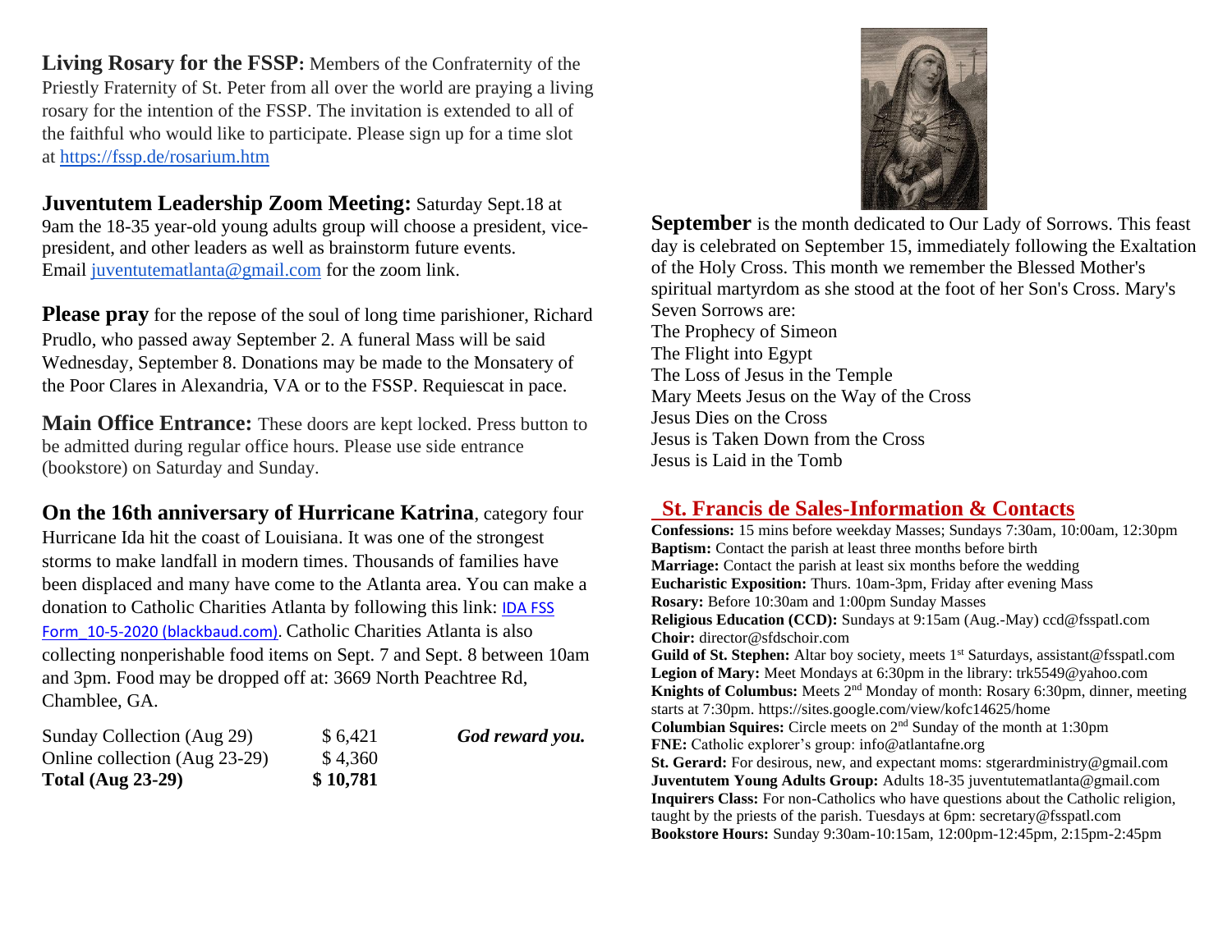**Living Rosary for the FSSP:** Members of the Confraternity of the Priestly Fraternity of St. Peter from all over the world are praying a living rosary for the intention of the FSSP. The invitation is extended to all of the faithful who would like to participate. Please sign up for a time slot at https://fssp.de/rosarium.htm

**Juventutem Leadership Zoom Meeting:** Saturday Sept.18 at 9am the 18-35 year-old young adults group will choose a president, vice-president, and other leaders as well as brainstorm future events. Email juventutematlanta@gmail.com for the zoom link.

**Please pray** for the repose of the soul of long time parishioner, Richard Prudlo, who passed away September 2. A funeral Mass will be said Wednesday, September 8. Donations may be made to the Monsatery of the Poor Clares in Alexandria, VA or to the FSSP. Requiescat in pace.

**Main Office Entrance:** These doors are kept locked. Press button to be admitted during regular office hours. Please use side entrance (bookstore) on Saturday and Sunday.

**On the 16th anniversary of Hurricane Katrina**, category four Hurricane Ida hit the coast of Louisiana. It was one of the strongest storms to make landfall in modern times. Thousands of families have been displaced and many have come to the Atlanta area. You can make a donation to Catholic Charities Atlanta by following this link: IDA FSS Form_10-5-2020 (blackbaud.com). Catholic Charities Atlanta is also collecting nonperishable food items on Sept. 7 and Sept. 8 between 10am and 3pm. Food may be dropped off at: 3669 North Peachtree Rd, Chamblee, GA.

| | |
|---|---|
| Sunday Collection (Aug 29) | $ 6,421 |
| Online collection (Aug 23-29) | $ 4,360 |
| **Total (Aug 23-29)** | **$ 10,781** |

***God reward you.***

**September** is the month dedicated to Our Lady of Sorrows. This feast day is celebrated on September 15, immediately following the Exaltation of the Holy Cross. This month we remember the Blessed Mother's spiritual martyrdom as she stood at the foot of her Son's Cross. Mary's Seven Sorrows are:

The Prophecy of Simeon
The Flight into Egypt
The Loss of Jesus in the Temple
Mary Meets Jesus on the Way of the Cross
Jesus Dies on the Cross
Jesus is Taken Down from the Cross
Jesus is Laid in the Tomb

## St. Francis de Sales-Information & Contacts

**Confessions:** 15 mins before weekday Masses; Sundays 7:30am, 10:00am, 12:30pm
**Baptism:** Contact the parish at least three months before birth
**Marriage:** Contact the parish at least six months before the wedding
**Eucharistic Exposition:** Thurs. 10am-3pm, Friday after evening Mass
**Rosary:** Before 10:30am and 1:00pm Sunday Masses
**Religious Education (CCD):** Sundays at 9:15am (Aug.-May) ccd@fsspatl.com
**Choir:** director@sfdschoir.com
**Guild of St. Stephen:** Altar boy society, meets 1st Saturdays, assistant@fsspatl.com
**Legion of Mary:** Meet Mondays at 6:30pm in the library: trk5549@yahoo.com
**Knights of Columbus:** Meets 2nd Monday of month: Rosary 6:30pm, dinner, meeting starts at 7:30pm. https://sites.google.com/view/kofc14625/home
**Columbian Squires:** Circle meets on 2nd Sunday of the month at 1:30pm
**FNE:** Catholic explorer's group: info@atlantafne.org
**St. Gerard:** For desirous, new, and expectant moms: stgerardministry@gmail.com
**Juventutem Young Adults Group:** Adults 18-35 juventutematlanta@gmail.com
**Inquirers Class:** For non-Catholics who have questions about the Catholic religion, taught by the priests of the parish. Tuesdays at 6pm: secretary@fsspatl.com
**Bookstore Hours:** Sunday 9:30am-10:15am, 12:00pm-12:45pm, 2:15pm-2:45pm